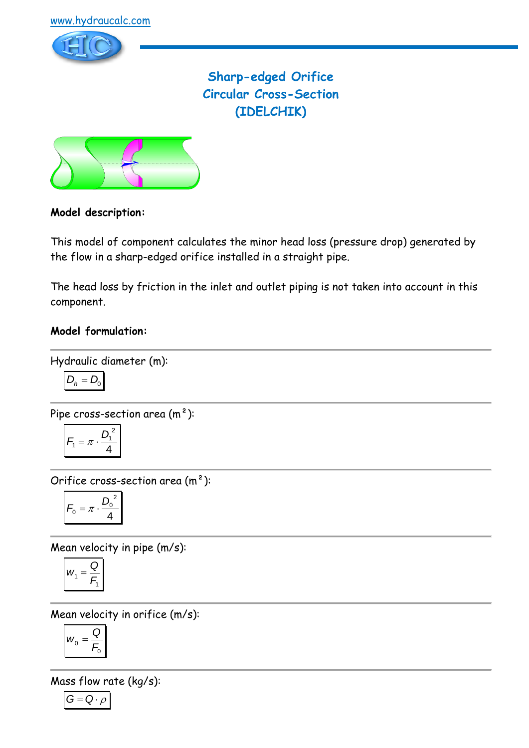www.hydraucalc.com

# Sharp-edged Orifice
# Circular Cross-Section
# (IDELCHIK)

**Model description:**

This model of component calculates the minor head loss (pressure drop) generated by the flow in a sharp-edged orifice installed in a straight pipe.

The head loss by friction in the inlet and outlet piping is not taken into account in this component.

**Model formulation:**

Hydraulic diameter (m):

$$D_h = D_0$$

Pipe cross-section area (m²):

$$F_1 = \pi \cdot \frac{D_1^2}{4}$$

Orifice cross-section area (m²):

$$F_0 = \pi \cdot \frac{D_0^2}{4}$$

Mean velocity in pipe (m/s):

$$w_1 = \frac{Q}{F_1}$$

Mean velocity in orifice (m/s):

$$w_0 = \frac{Q}{F_0}$$

Mass flow rate (kg/s):

$$G = Q \cdot \rho$$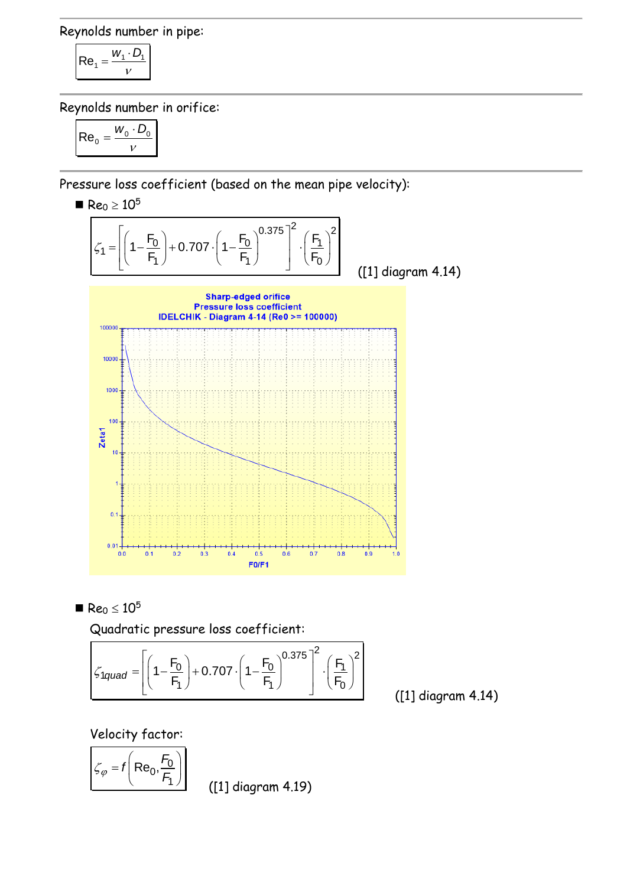Reynolds number in pipe:

$$Re_1 = \frac{w_1 \cdot D_1}{\nu}$$

Reynolds number in orifice:

$$Re_0 = \frac{w_0 \cdot D_0}{\nu}$$

Pressure loss coefficient (based on the mean pipe velocity):

- $Re_0 \geq 10^5$

$$\zeta_1 = \left[\left(1 - \frac{F_0}{F_1}\right) + 0.707 \cdot \left(1 - \frac{F_0}{F_1}\right)^{0.375}\right]^2 \cdot \left(\frac{F_1}{F_0}\right)^2$$

([1] diagram 4.14)

Sharp-edged orifice
Pressure loss coefficient
IDELCHIK - Diagram 4-14 (Re0 >= 100000)

- $Re_0 \leq 10^5$

Quadratic pressure loss coefficient:

$$\zeta_{1quad} = \left[\left(1 - \frac{F_0}{F_1}\right) + 0.707 \cdot \left(1 - \frac{F_0}{F_1}\right)^{0.375}\right]^2 \cdot \left(\frac{F_1}{F_0}\right)^2$$

([1] diagram 4.14)

Velocity factor:

$$\zeta_{\varphi} = f\left(Re_0, \frac{F_0}{F_1}\right)$$

([1] diagram 4.19)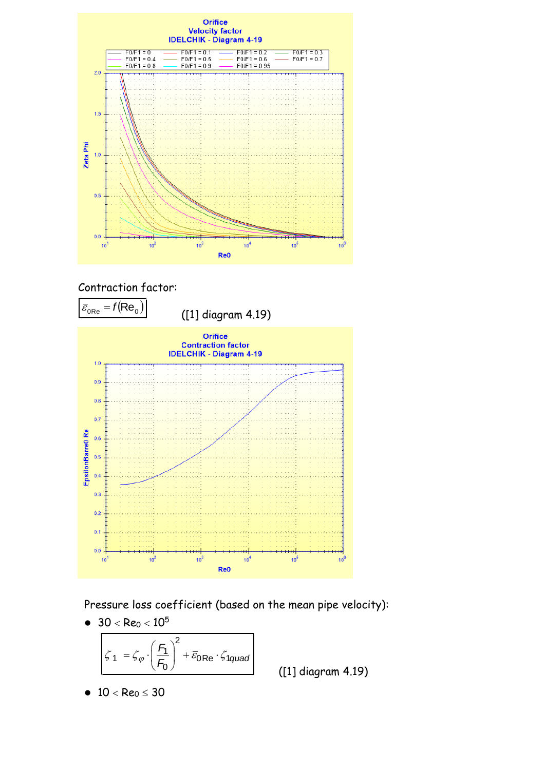Contraction factor:

$$\bar{\varepsilon}_{0\mathrm{Re}} = f(\mathrm{Re}_0)$$

([1] diagram 4.19)

Pressure loss coefficient (based on the mean pipe velocity):

- $30 < \mathrm{Re}_0 < 10^5$

$$\zeta_1 = \zeta_\varphi \cdot \left(\frac{F_1}{F_0}\right)^2 + \bar{\varepsilon}_{0\mathrm{Re}} \cdot \zeta_{1quad}$$

([1] diagram 4.19)

- $10 < \mathrm{Re}_0 \leq 30$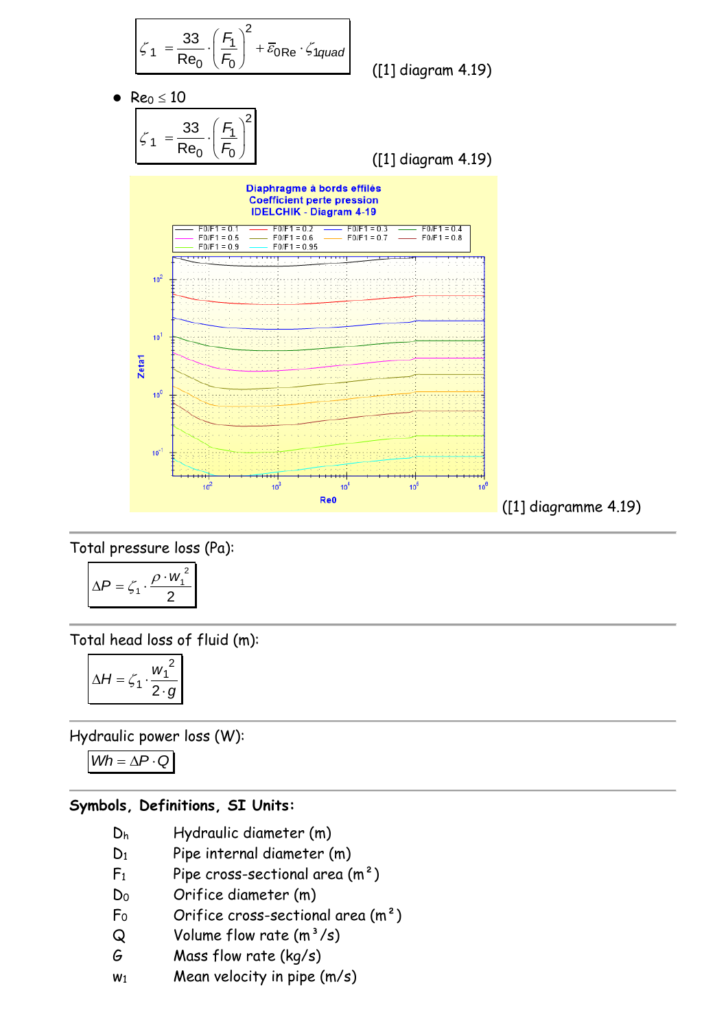$$\zeta_1 = \frac{33}{Re_0} \cdot \left(\frac{F_1}{F_0}\right)^2 + \overline{\varepsilon}_{0Re} \cdot \zeta_{1quad}$$

([1] diagram 4.19)

- $Re_0 \le 10$

$$\zeta_1 = \frac{33}{Re_0} \cdot \left(\frac{F_1}{F_0}\right)^2$$

([1] diagram 4.19)

Diaphragme à bords effilés
Coefficient perte pression
IDELCHIK - Diagram 4-19

F0/F1 = 0.1, F0/F1 = 0.2, F0/F1 = 0.3, F0/F1 = 0.4, F0/F1 = 0.5, F0/F1 = 0.6, F0/F1 = 0.7, F0/F1 = 0.8, F0/F1 = 0.9, F0/F1 = 0.95

Zeta1

Re0

([1] diagramme 4.19)

---

Total pressure loss (Pa):

$$\Delta P = \zeta_1 \cdot \frac{\rho \cdot w_1^2}{2}$$

---

Total head loss of fluid (m):

$$\Delta H = \zeta_1 \cdot \frac{w_1^2}{2 \cdot g}$$

---

Hydraulic power loss (W):

$$Wh = \Delta P \cdot Q$$

---

**Symbols, Definitions, SI Units:**

| | |
|---|---|
| $D_h$ | Hydraulic diameter (m) |
| $D_1$ | Pipe internal diameter (m) |
| $F_1$ | Pipe cross-sectional area (m²) |
| $D_0$ | Orifice diameter (m) |
| $F_0$ | Orifice cross-sectional area (m²) |
| $Q$ | Volume flow rate (m³/s) |
| $G$ | Mass flow rate (kg/s) |
| $w_1$ | Mean velocity in pipe (m/s) |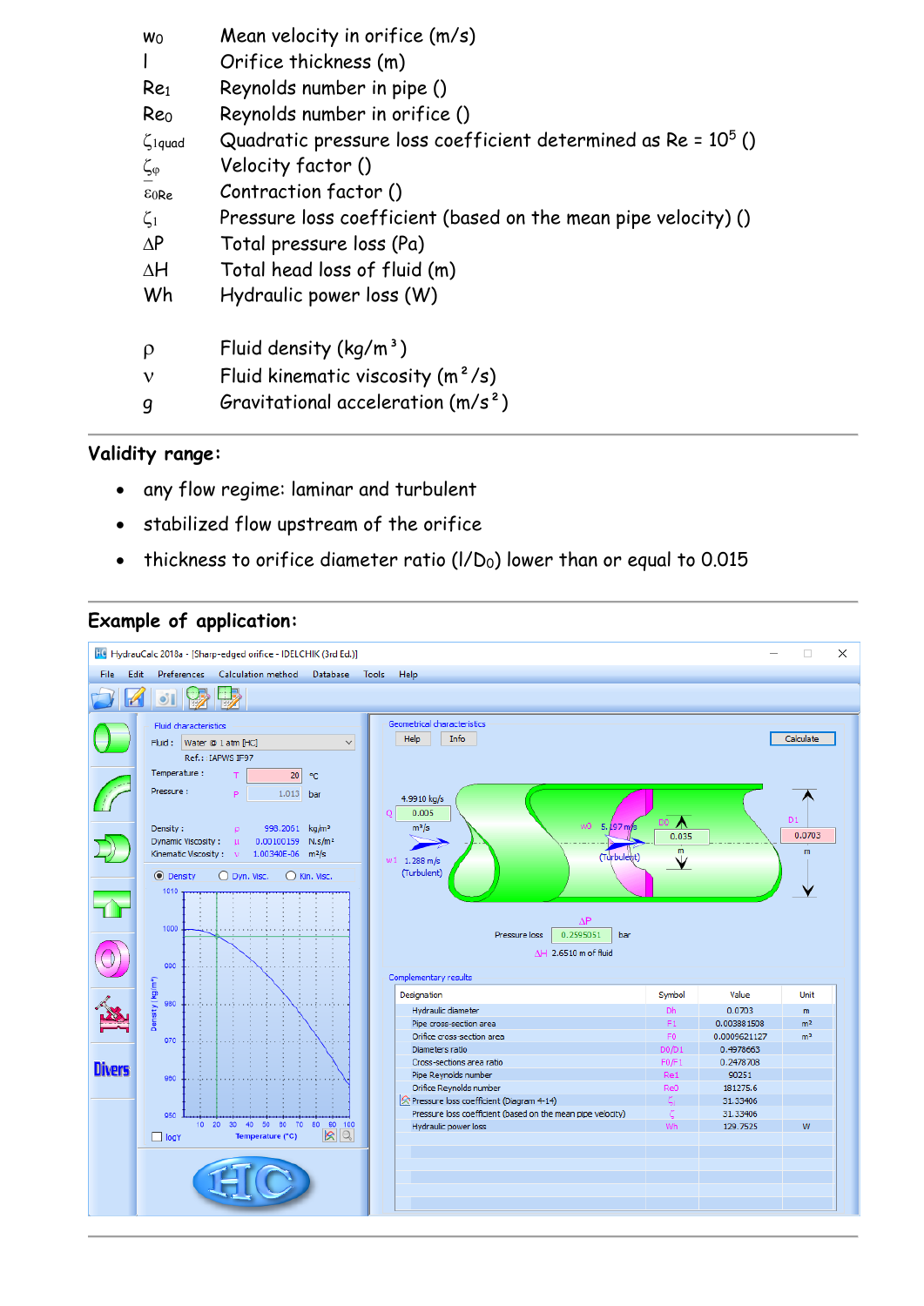| | |
|---|---|
| $w_0$ | Mean velocity in orifice (m/s) |
| $l$ | Orifice thickness (m) |
| $Re_1$ | Reynolds number in pipe () |
| $Re_0$ | Reynolds number in orifice () |
| $\zeta_{1quad}$ | Quadratic pressure loss coefficient determined as Re = $10^5$ () |
| $\zeta_\varphi$ | Velocity factor () |
| $\overline{\varepsilon}_{0Re}$ | Contraction factor () |
| $\zeta_1$ | Pressure loss coefficient (based on the mean pipe velocity) () |
| $\Delta P$ | Total pressure loss (Pa) |
| $\Delta H$ | Total head loss of fluid (m) |
| Wh | Hydraulic power loss (W) |
| | |
| $\rho$ | Fluid density (kg/m³) |
| $\nu$ | Fluid kinematic viscosity (m²/s) |
| $g$ | Gravitational acceleration (m/s²) |

## Validity range:

- any flow regime: laminar and turbulent
- stabilized flow upstream of the orifice
- thickness to orifice diameter ratio ($l/D_0$) lower than or equal to 0.015

## Example of application: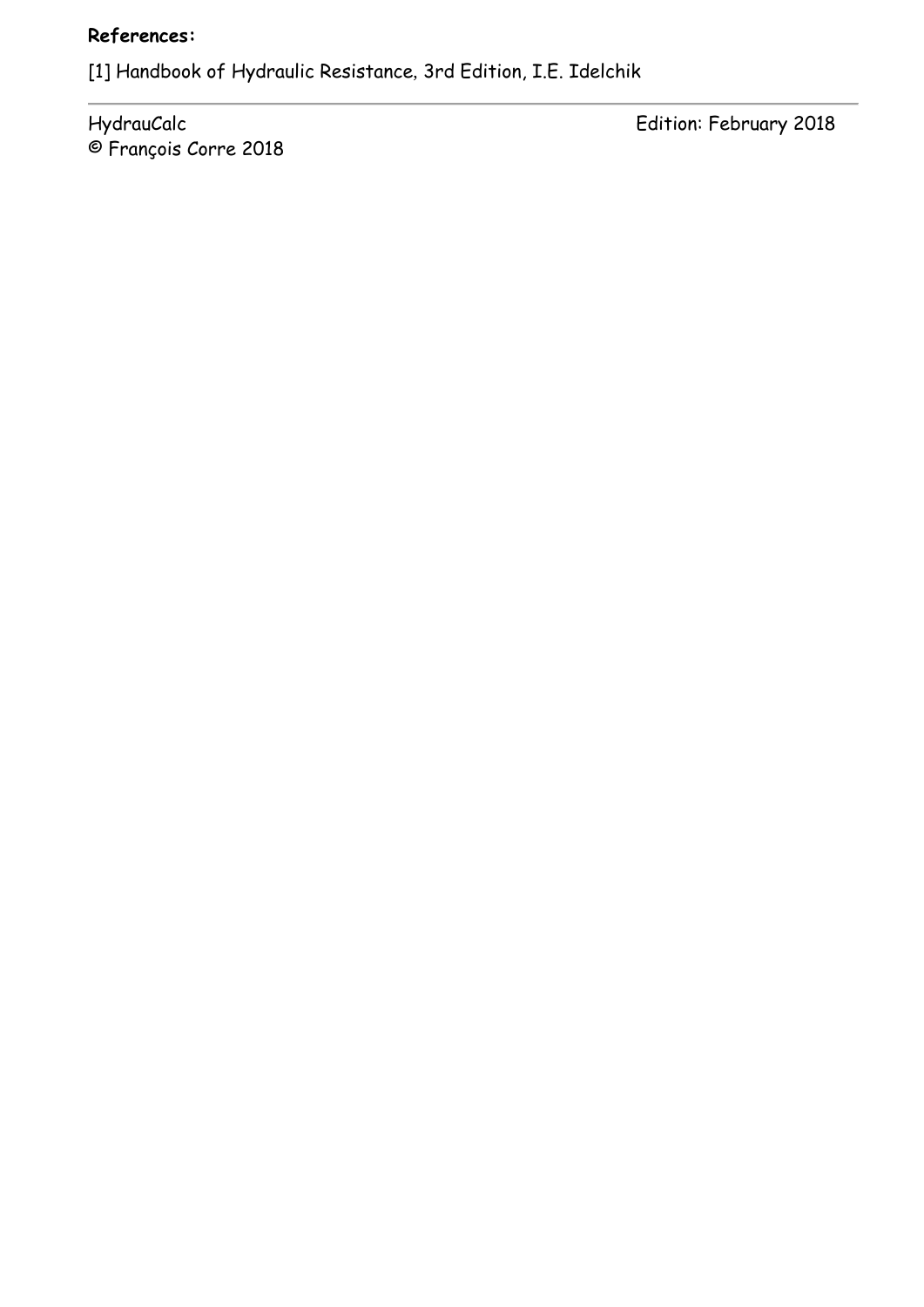**References:**

[1] Handbook of Hydraulic Resistance, 3rd Edition, I.E. Idelchik

---

HydrauCalc Edition: February 2018

© François Corre 2018